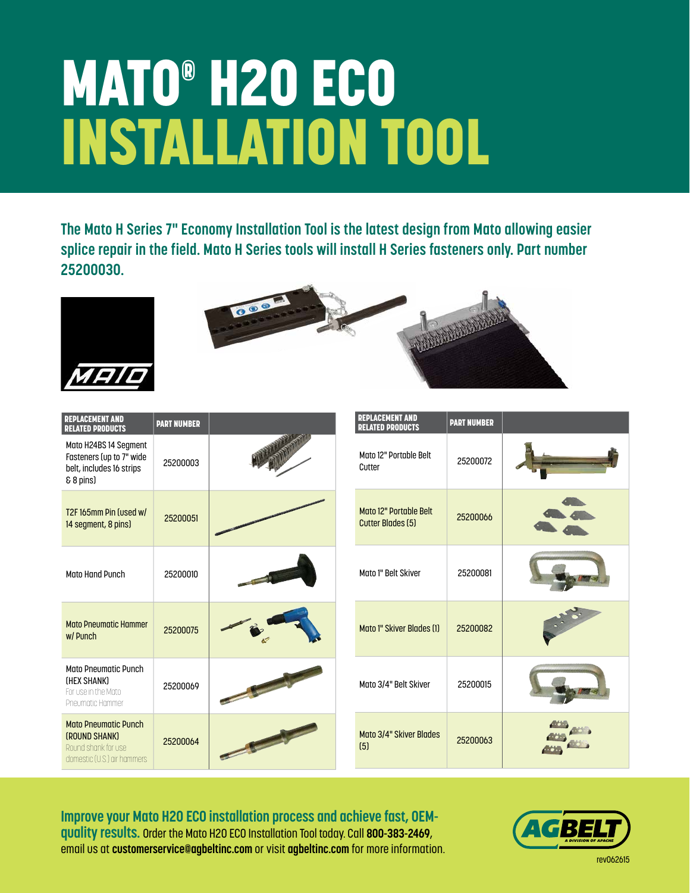# MATO® H20 ECO
# INSTALLATION TOOL

**The Mato H Series 7" Economy Installation Tool is the latest design from Mato allowing easier splice repair in the field. Mato H Series tools will install H Series fasteners only. Part number 25200030.**

| REPLACEMENT AND RELATED PRODUCTS | PART NUMBER |
|---|---|
| Mato H24BS 14 Segment Fasteners (up to 7" wide belt, includes 16 strips & 8 pins) | 25200003 |
| T2F 165mm Pin (used w/ 14 segment, 8 pins) | 25200051 |
| Mato Hand Punch | 25200010 |
| Mato Pneumatic Hammer w/ Punch | 25200075 |
| Mato Pneumatic Punch (HEX SHANK) For use in the Mato Pneumatic Hammer | 25200069 |
| Mato Pneumatic Punch (ROUND SHANK) Round shank for use domestic (U.S.) air hammers | 25200064 |

| REPLACEMENT AND RELATED PRODUCTS | PART NUMBER |
|---|---|
| Mato 12" Portable Belt Cutter | 25200072 |
| Mato 12" Portable Belt Cutter Blades (5) | 25200066 |
| Mato 1" Belt Skiver | 25200081 |
| Mato 1" Skiver Blades (1) | 25200082 |
| Mato 3/4" Belt Skiver | 25200015 |
| Mato 3/4" Skiver Blades (5) | 25200063 |

**Improve your Mato H20 ECO installation process and achieve fast, OEM-quality results.** Order the Mato H20 ECO Installation Tool today. Call **800-383-2469**, email us at **customerservice@agbeltinc.com** or visit **agbeltinc.com** for more information.

AGBELT A DIVISION OF APACHE

rev062615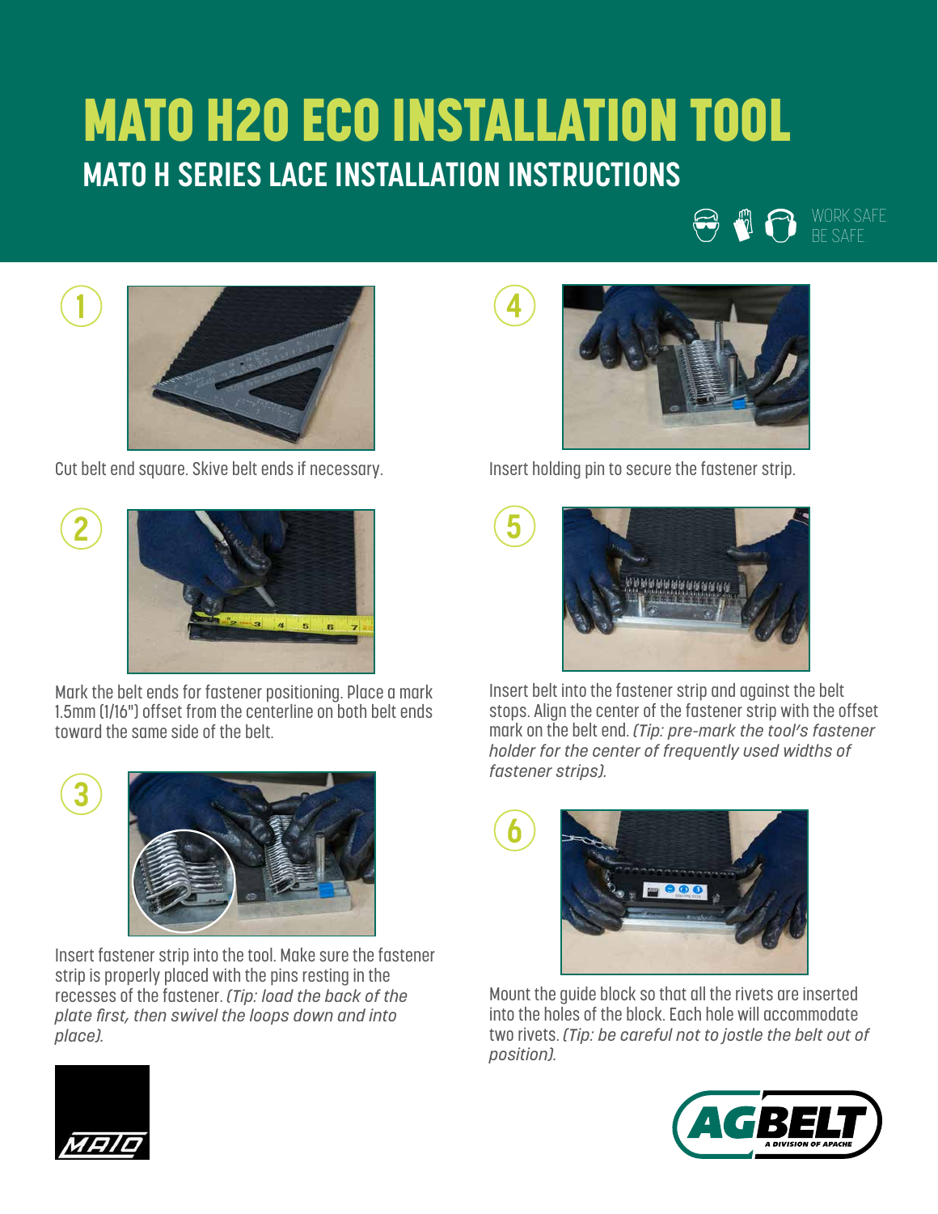# MATO H20 ECO INSTALLATION TOOL

## MATO H SERIES LACE INSTALLATION INSTRUCTIONS

WORK SAFE
BE SAFE

1. Cut belt end square. Skive belt ends if necessary.

2. Mark the belt ends for fastener positioning. Place a mark 1.5mm (1/16") offset from the centerline on both belt ends toward the same side of the belt.

3. Insert fastener strip into the tool. Make sure the fastener strip is properly placed with the pins resting in the recesses of the fastener. *(Tip: load the back of the plate first, then swivel the loops down and into place).*

4. Insert holding pin to secure the fastener strip.

5. Insert belt into the fastener strip and against the belt stops. Align the center of the fastener strip with the offset mark on the belt end. *(Tip: pre-mark the tool's fastener holder for the center of frequently used widths of fastener strips).*

6. Mount the guide block so that all the rivets are inserted into the holes of the block. Each hole will accommodate two rivets. *(Tip: be careful not to jostle the belt out of position).*

MATO

AGBELT A DIVISION OF APACHE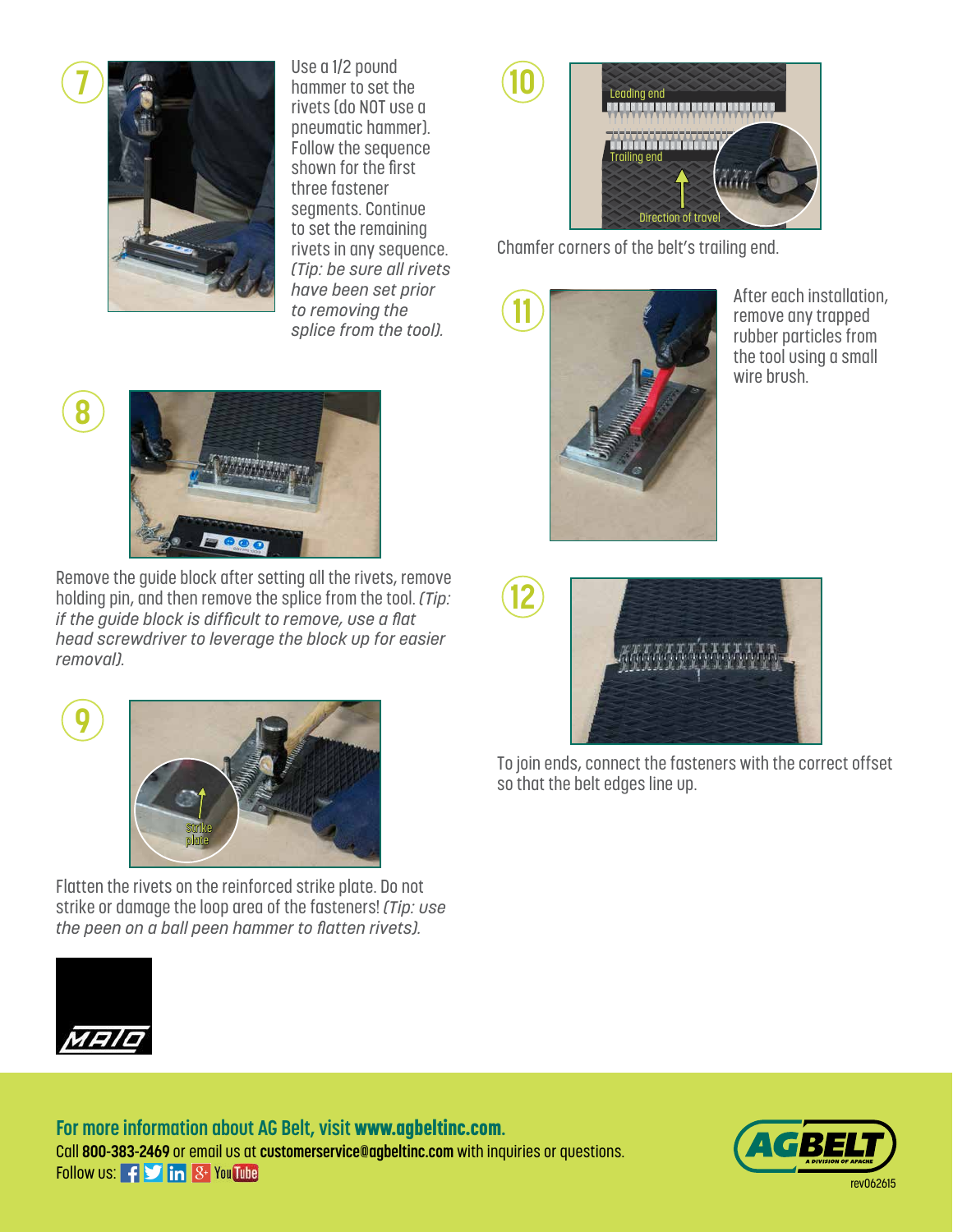**7**

Use a 1/2 pound hammer to set the rivets (do NOT use a pneumatic hammer). Follow the sequence shown for the first three fastener segments. Continue to set the remaining rivets in any sequence. *(Tip: be sure all rivets have been set prior to removing the splice from the tool).*

**8**

Remove the guide block after setting all the rivets, remove holding pin, and then remove the splice from the tool. *(Tip: if the guide block is difficult to remove, use a flat head screwdriver to leverage the block up for easier removal).*

**9**

Strike plate

Flatten the rivets on the reinforced strike plate. Do not strike or damage the loop area of the fasteners! *(Tip: use the peen on a ball peen hammer to flatten rivets).*

**10**

Leading end

Trailing end

Direction of travel

Chamfer corners of the belt's trailing end.

**11**

After each installation, remove any trapped rubber particles from the tool using a small wire brush.

**12**

To join ends, connect the fasteners with the correct offset so that the belt edges line up.

MATO

**For more information about AG Belt, visit www.agbeltinc.com.**

Call **800-383-2469** or email us at **customerservice@agbeltinc.com** with inquiries or questions.

Follow us:

AGBELT A DIVISION OF APACHE

rev062615